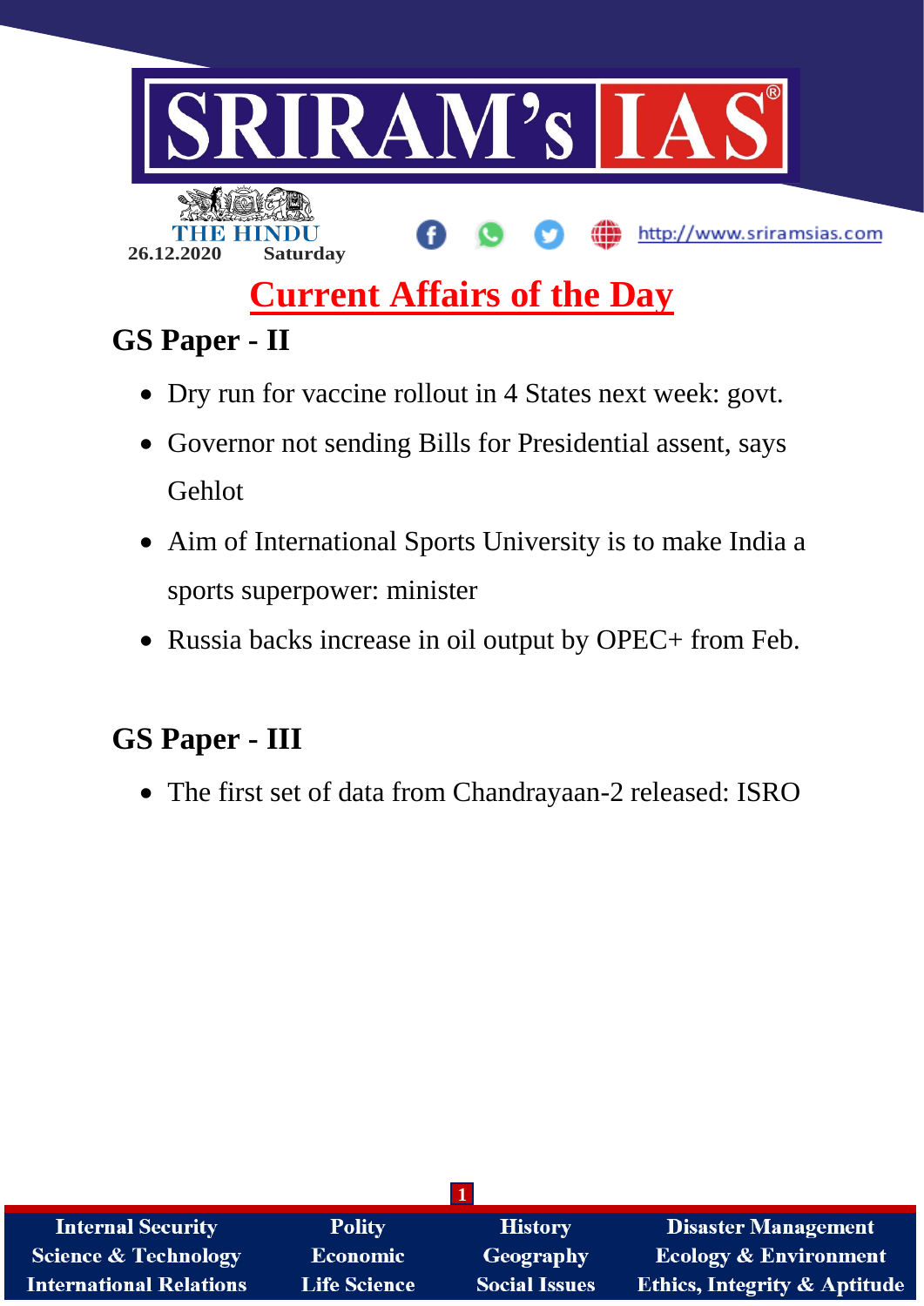THE HINDU

26.12.2020 Saturday

# Current Affairs of the Day

## GS Paper - II

- Dry run for vaccine rollout in 4 States next week: govt.
- Governor not sending Bills for Presidential assent, says Gehlot
- Aim of International Sports University is to make India a sports superpower: minister
- Russia backs increase in oil output by OPEC+ from Feb.

## GS Paper - III

- The first set of data from Chandrayaan-2 released: ISRO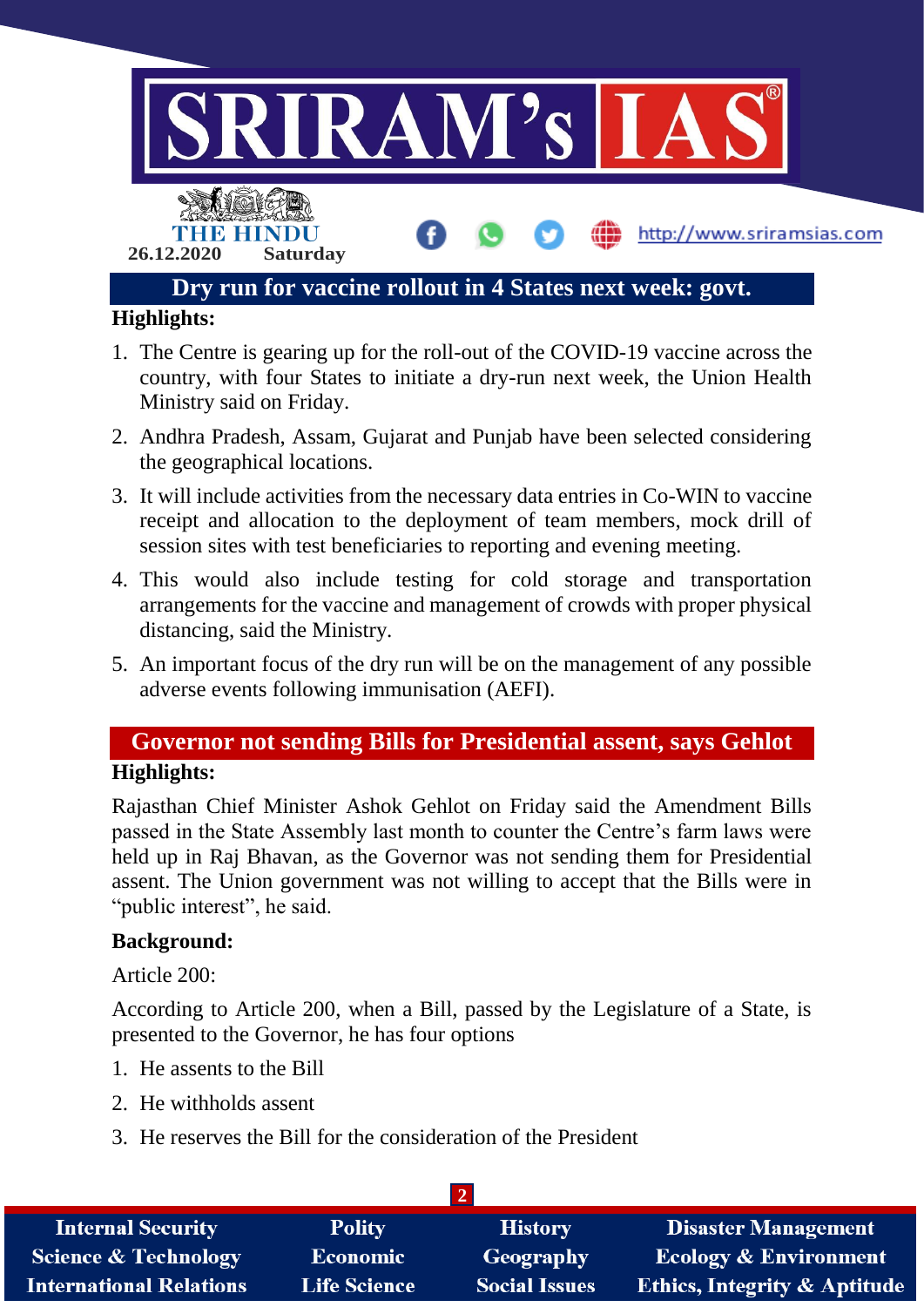## Dry run for vaccine rollout in 4 States next week: govt.

**Highlights:**

1. The Centre is gearing up for the roll-out of the COVID-19 vaccine across the country, with four States to initiate a dry-run next week, the Union Health Ministry said on Friday.
2. Andhra Pradesh, Assam, Gujarat and Punjab have been selected considering the geographical locations.
3. It will include activities from the necessary data entries in Co-WIN to vaccine receipt and allocation to the deployment of team members, mock drill of session sites with test beneficiaries to reporting and evening meeting.
4. This would also include testing for cold storage and transportation arrangements for the vaccine and management of crowds with proper physical distancing, said the Ministry.
5. An important focus of the dry run will be on the management of any possible adverse events following immunisation (AEFI).

## Governor not sending Bills for Presidential assent, says Gehlot

**Highlights:**

Rajasthan Chief Minister Ashok Gehlot on Friday said the Amendment Bills passed in the State Assembly last month to counter the Centre's farm laws were held up in Raj Bhavan, as the Governor was not sending them for Presidential assent. The Union government was not willing to accept that the Bills were in "public interest", he said.

**Background:**

Article 200:

According to Article 200, when a Bill, passed by the Legislature of a State, is presented to the Governor, he has four options

1. He assents to the Bill
2. He withholds assent
3. He reserves the Bill for the consideration of the President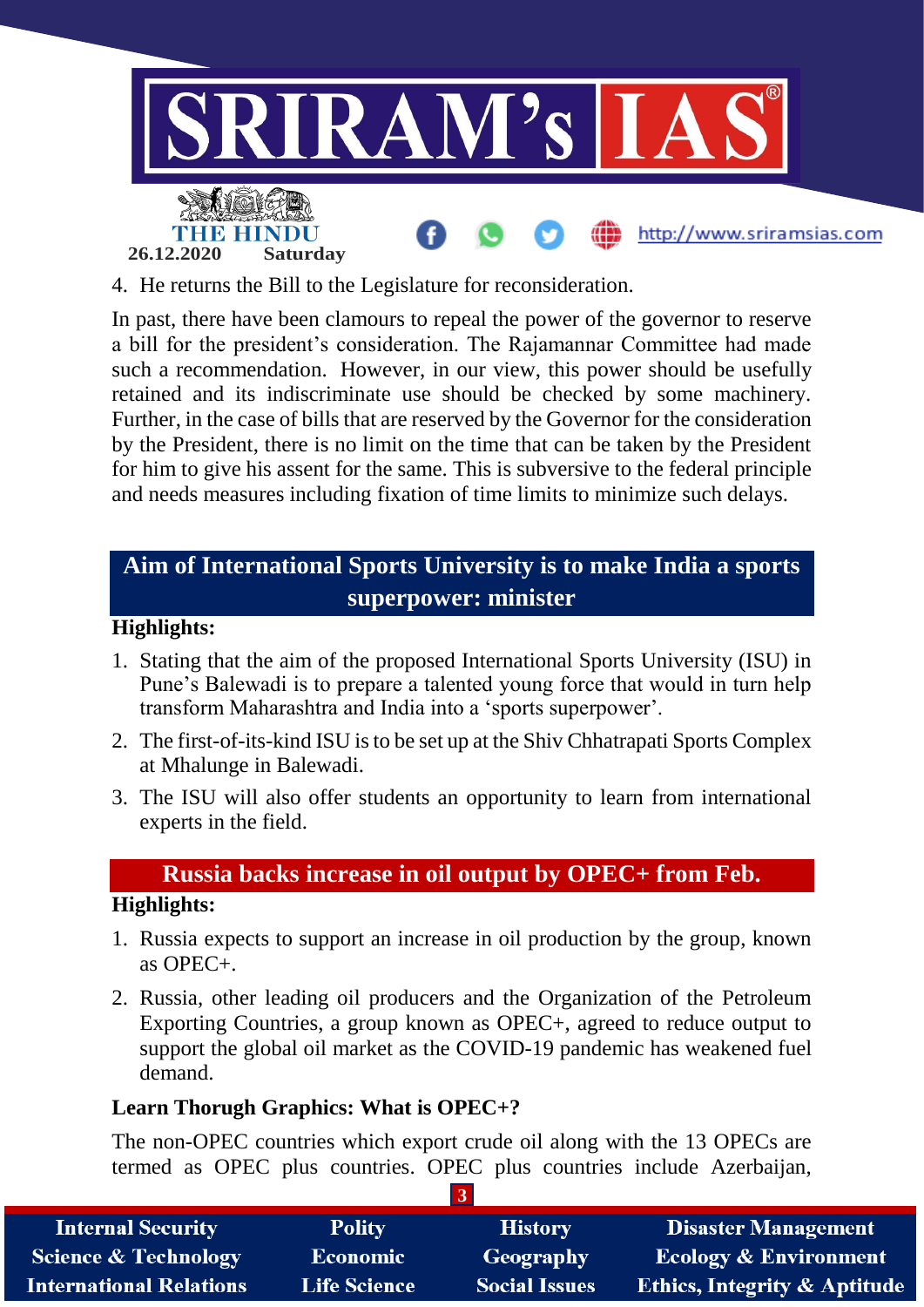4. He returns the Bill to the Legislature for reconsideration.

In past, there have been clamours to repeal the power of the governor to reserve a bill for the president's consideration. The Rajamannar Committee had made such a recommendation. However, in our view, this power should be usefully retained and its indiscriminate use should be checked by some machinery. Further, in the case of bills that are reserved by the Governor for the consideration by the President, there is no limit on the time that can be taken by the President for him to give his assent for the same. This is subversive to the federal principle and needs measures including fixation of time limits to minimize such delays.

## Aim of International Sports University is to make India a sports superpower: minister

**Highlights:**

1. Stating that the aim of the proposed International Sports University (ISU) in Pune's Balewadi is to prepare a talented young force that would in turn help transform Maharashtra and India into a 'sports superpower'.
2. The first-of-its-kind ISU is to be set up at the Shiv Chhatrapati Sports Complex at Mhalunge in Balewadi.
3. The ISU will also offer students an opportunity to learn from international experts in the field.

## Russia backs increase in oil output by OPEC+ from Feb.

**Highlights:**

1. Russia expects to support an increase in oil production by the group, known as OPEC+.
2. Russia, other leading oil producers and the Organization of the Petroleum Exporting Countries, a group known as OPEC+, agreed to reduce output to support the global oil market as the COVID-19 pandemic has weakened fuel demand.

**Learn Thorugh Graphics: What is OPEC+?**

The non-OPEC countries which export crude oil along with the 13 OPECs are termed as OPEC plus countries. OPEC plus countries include Azerbaijan,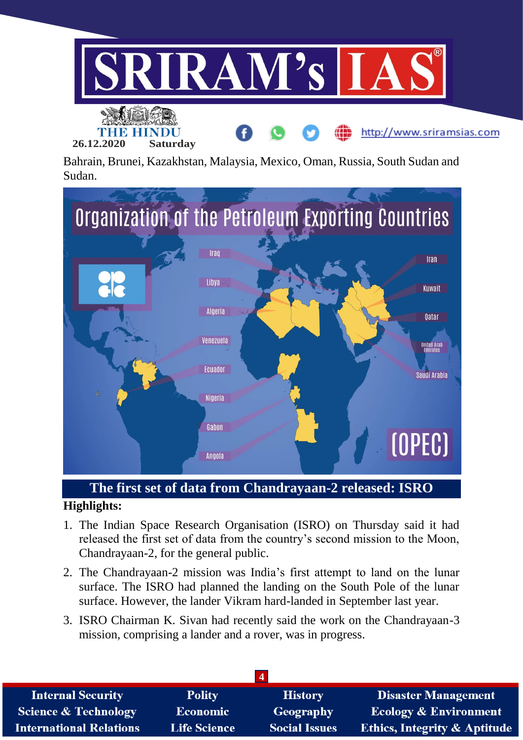Bahrain, Brunei, Kazakhstan, Malaysia, Mexico, Oman, Russia, South Sudan and Sudan.

Organization of the Petroleum Exporting Countries

Iraq
Libya
Algeria
Venezuela
Ecuador
Nigeria
Gabon
Angola
Iran
Kuwait
Qatar
United Arab Emirates
Saudi Arabia
(OPEC)

## The first set of data from Chandrayaan-2 released: ISRO

**Highlights:**

1. The Indian Space Research Organisation (ISRO) on Thursday said it had released the first set of data from the country's second mission to the Moon, Chandrayaan-2, for the general public.
2. The Chandrayaan-2 mission was India's first attempt to land on the lunar surface. The ISRO had planned the landing on the South Pole of the lunar surface. However, the lander Vikram hard-landed in September last year.
3. ISRO Chairman K. Sivan had recently said the work on the Chandrayaan-3 mission, comprising a lander and a rover, was in progress.